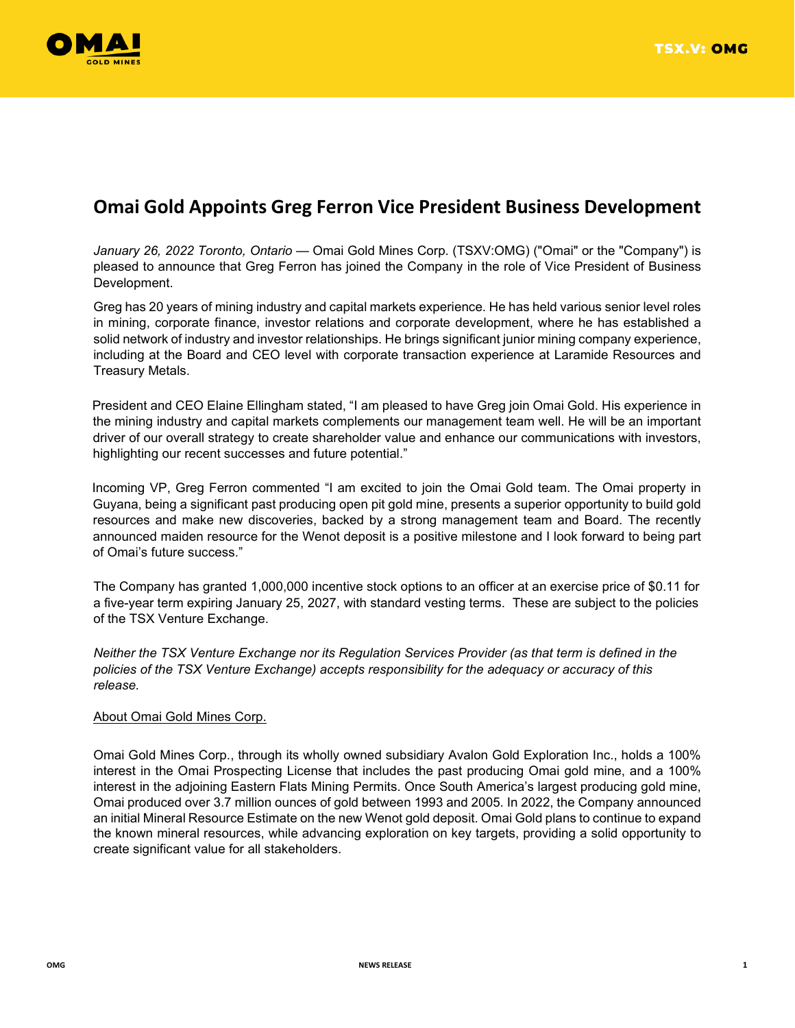# Omai Gold Appoints Greg Ferron Vice President Business Development

*January 26, 2022 Toronto, Ontario* — Omai Gold Mines Corp. (TSXV:OMG) ("Omai" or the "Company") is pleased to announce that Greg Ferron has joined the Company in the role of Vice President of Business Development.

Greg has 20 years of mining industry and capital markets experience. He has held various senior level roles in mining, corporate finance, investor relations and corporate development, where he has established a solid network of industry and investor relationships. He brings significant junior mining company experience, including at the Board and CEO level with corporate transaction experience at Laramide Resources and Treasury Metals.

President and CEO Elaine Ellingham stated, "I am pleased to have Greg join Omai Gold. His experience in the mining industry and capital markets complements our management team well. He will be an important driver of our overall strategy to create shareholder value and enhance our communications with investors, highlighting our recent successes and future potential."

Incoming VP, Greg Ferron commented "I am excited to join the Omai Gold team. The Omai property in Guyana, being a significant past producing open pit gold mine, presents a superior opportunity to build gold resources and make new discoveries, backed by a strong management team and Board. The recently announced maiden resource for the Wenot deposit is a positive milestone and I look forward to being part of Omai's future success."

The Company has granted 1,000,000 incentive stock options to an officer at an exercise price of $0.11 for a five-year term expiring January 25, 2027, with standard vesting terms. These are subject to the policies of the TSX Venture Exchange.

*Neither the TSX Venture Exchange nor its Regulation Services Provider (as that term is defined in the policies of the TSX Venture Exchange) accepts responsibility for the adequacy or accuracy of this release.*

About Omai Gold Mines Corp.

Omai Gold Mines Corp., through its wholly owned subsidiary Avalon Gold Exploration Inc., holds a 100% interest in the Omai Prospecting License that includes the past producing Omai gold mine, and a 100% interest in the adjoining Eastern Flats Mining Permits. Once South America's largest producing gold mine, Omai produced over 3.7 million ounces of gold between 1993 and 2005. In 2022, the Company announced an initial Mineral Resource Estimate on the new Wenot gold deposit. Omai Gold plans to continue to expand the known mineral resources, while advancing exploration on key targets, providing a solid opportunity to create significant value for all stakeholders.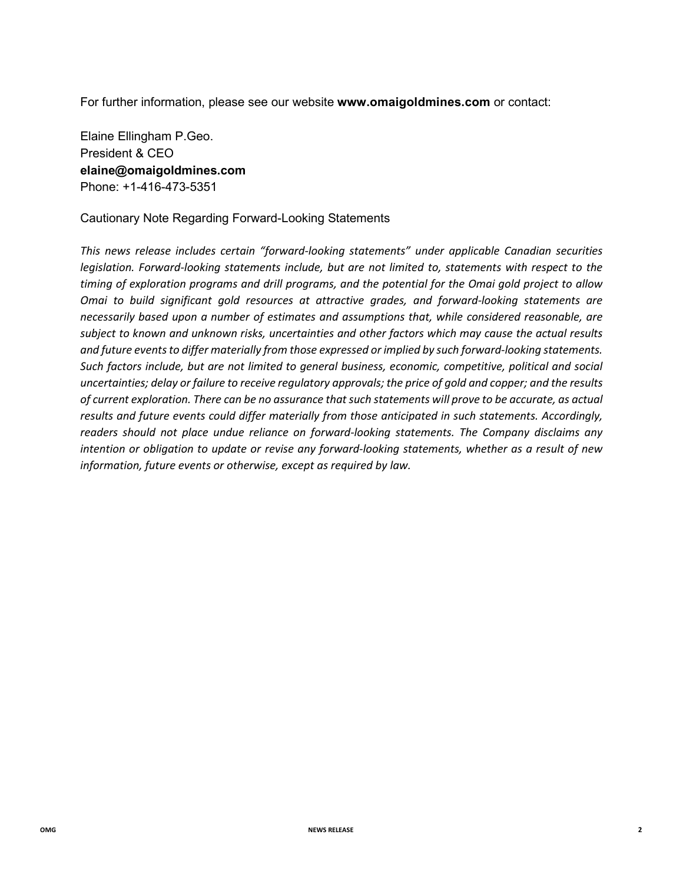For further information, please see our website **www.omaigoldmines.com** or contact:

Elaine Ellingham P.Geo.
President & CEO
**elaine@omaigoldmines.com**
Phone: +1-416-473-5351

Cautionary Note Regarding Forward-Looking Statements

*This news release includes certain "forward-looking statements" under applicable Canadian securities legislation. Forward-looking statements include, but are not limited to, statements with respect to the timing of exploration programs and drill programs, and the potential for the Omai gold project to allow Omai to build significant gold resources at attractive grades, and forward-looking statements are necessarily based upon a number of estimates and assumptions that, while considered reasonable, are subject to known and unknown risks, uncertainties and other factors which may cause the actual results and future events to differ materially from those expressed or implied by such forward-looking statements. Such factors include, but are not limited to general business, economic, competitive, political and social uncertainties; delay or failure to receive regulatory approvals; the price of gold and copper; and the results of current exploration. There can be no assurance that such statements will prove to be accurate, as actual results and future events could differ materially from those anticipated in such statements. Accordingly, readers should not place undue reliance on forward-looking statements. The Company disclaims any intention or obligation to update or revise any forward-looking statements, whether as a result of new information, future events or otherwise, except as required by law.*